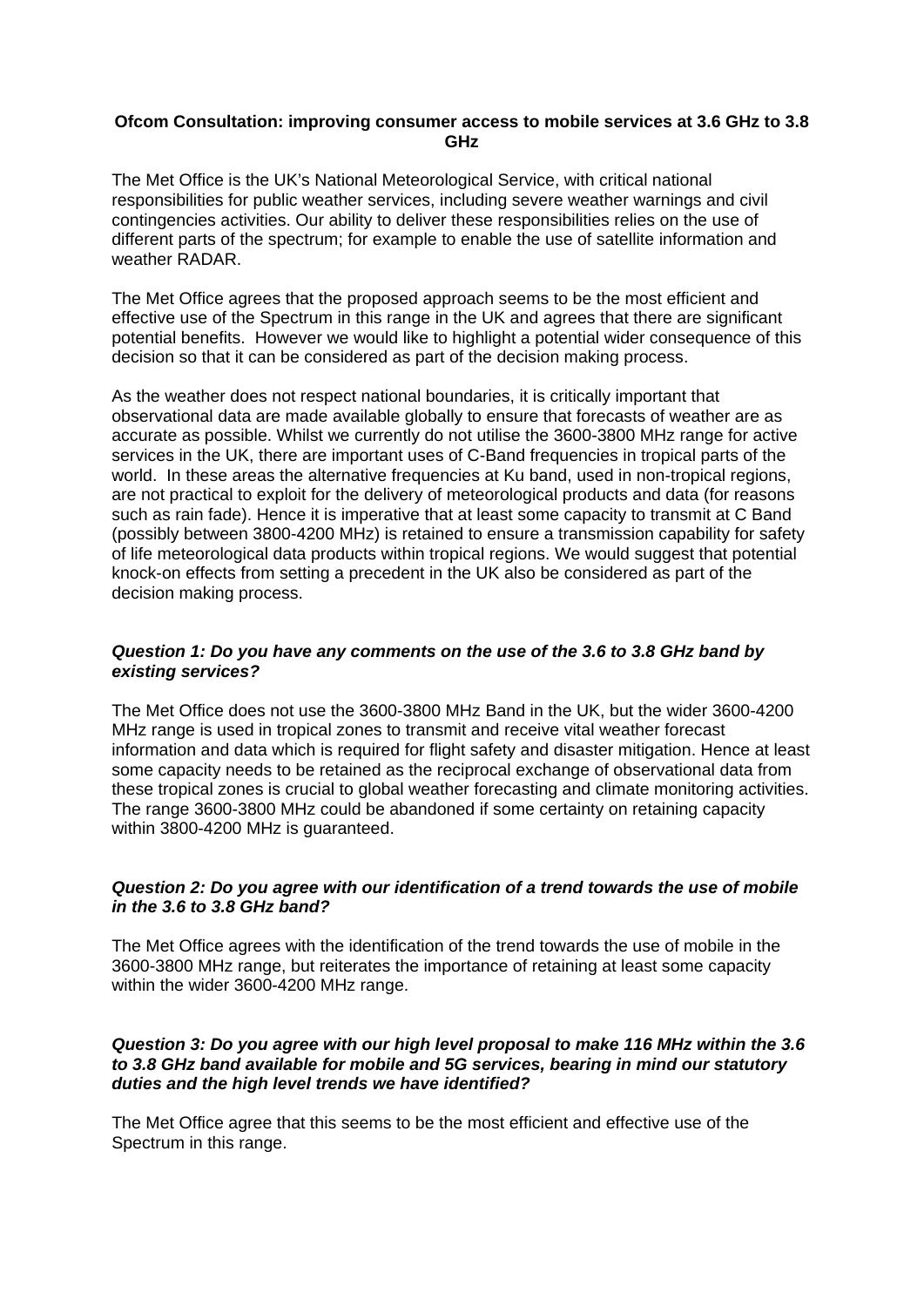**Ofcom Consultation: improving consumer access to mobile services at 3.6 GHz to 3.8 GHz**

The Met Office is the UK's National Meteorological Service, with critical national responsibilities for public weather services, including severe weather warnings and civil contingencies activities. Our ability to deliver these responsibilities relies on the use of different parts of the spectrum; for example to enable the use of satellite information and weather RADAR.

The Met Office agrees that the proposed approach seems to be the most efficient and effective use of the Spectrum in this range in the UK and agrees that there are significant potential benefits. However we would like to highlight a potential wider consequence of this decision so that it can be considered as part of the decision making process.

As the weather does not respect national boundaries, it is critically important that observational data are made available globally to ensure that forecasts of weather are as accurate as possible. Whilst we currently do not utilise the 3600-3800 MHz range for active services in the UK, there are important uses of C-Band frequencies in tropical parts of the world. In these areas the alternative frequencies at Ku band, used in non-tropical regions, are not practical to exploit for the delivery of meteorological products and data (for reasons such as rain fade). Hence it is imperative that at least some capacity to transmit at C Band (possibly between 3800-4200 MHz) is retained to ensure a transmission capability for safety of life meteorological data products within tropical regions. We would suggest that potential knock-on effects from setting a precedent in the UK also be considered as part of the decision making process.

***Question 1: Do you have any comments on the use of the 3.6 to 3.8 GHz band by existing services?***

The Met Office does not use the 3600-3800 MHz Band in the UK, but the wider 3600-4200 MHz range is used in tropical zones to transmit and receive vital weather forecast information and data which is required for flight safety and disaster mitigation. Hence at least some capacity needs to be retained as the reciprocal exchange of observational data from these tropical zones is crucial to global weather forecasting and climate monitoring activities. The range 3600-3800 MHz could be abandoned if some certainty on retaining capacity within 3800-4200 MHz is guaranteed.

***Question 2: Do you agree with our identification of a trend towards the use of mobile in the 3.6 to 3.8 GHz band?***

The Met Office agrees with the identification of the trend towards the use of mobile in the 3600-3800 MHz range, but reiterates the importance of retaining at least some capacity within the wider 3600-4200 MHz range.

***Question 3: Do you agree with our high level proposal to make 116 MHz within the 3.6 to 3.8 GHz band available for mobile and 5G services, bearing in mind our statutory duties and the high level trends we have identified?***

The Met Office agree that this seems to be the most efficient and effective use of the Spectrum in this range.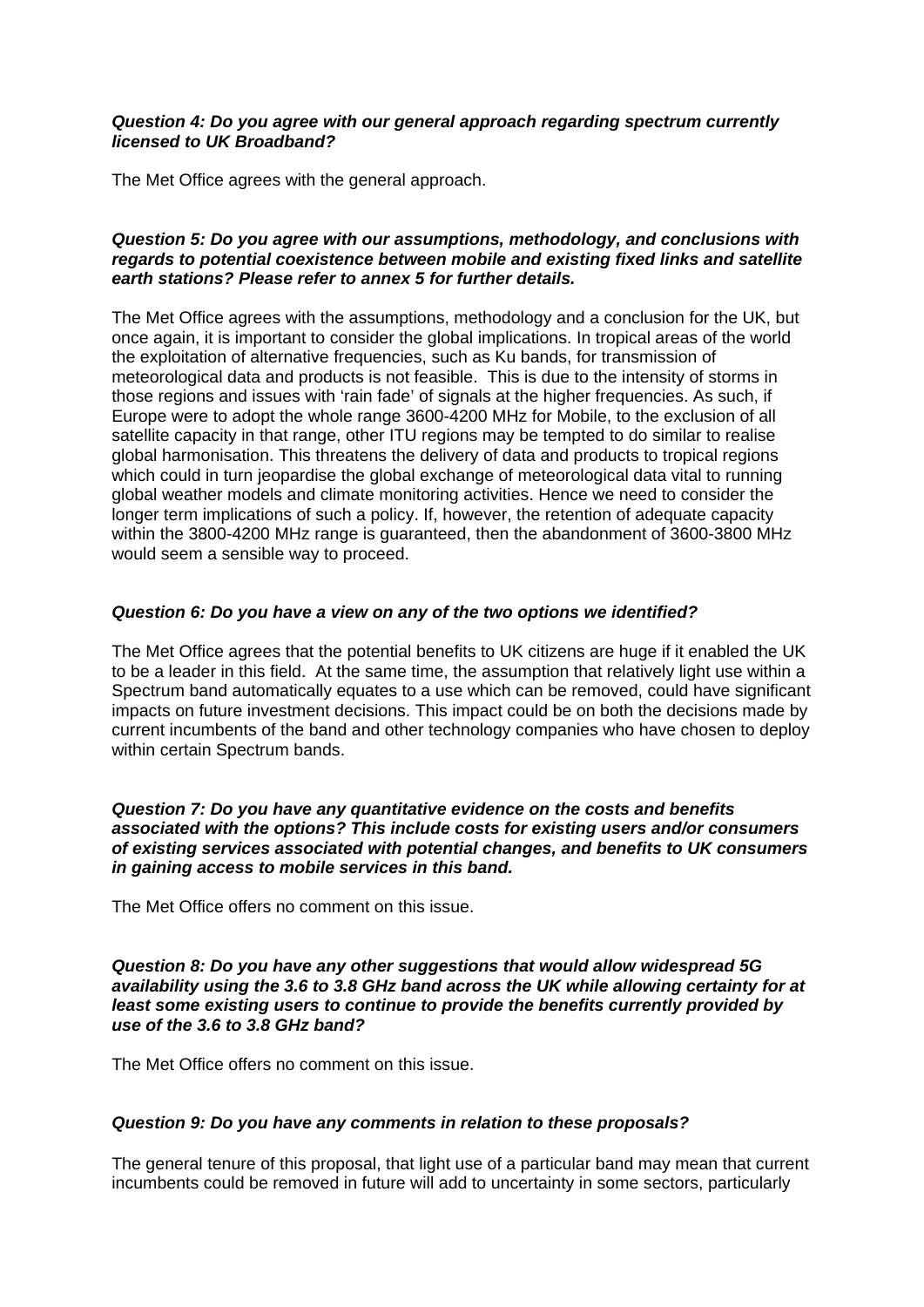***Question 4: Do you agree with our general approach regarding spectrum currently licensed to UK Broadband?***

The Met Office agrees with the general approach.

***Question 5: Do you agree with our assumptions, methodology, and conclusions with regards to potential coexistence between mobile and existing fixed links and satellite earth stations? Please refer to annex 5 for further details.***

The Met Office agrees with the assumptions, methodology and a conclusion for the UK, but once again, it is important to consider the global implications. In tropical areas of the world the exploitation of alternative frequencies, such as Ku bands, for transmission of meteorological data and products is not feasible. This is due to the intensity of storms in those regions and issues with 'rain fade' of signals at the higher frequencies. As such, if Europe were to adopt the whole range 3600-4200 MHz for Mobile, to the exclusion of all satellite capacity in that range, other ITU regions may be tempted to do similar to realise global harmonisation. This threatens the delivery of data and products to tropical regions which could in turn jeopardise the global exchange of meteorological data vital to running global weather models and climate monitoring activities. Hence we need to consider the longer term implications of such a policy. If, however, the retention of adequate capacity within the 3800-4200 MHz range is guaranteed, then the abandonment of 3600-3800 MHz would seem a sensible way to proceed.

***Question 6: Do you have a view on any of the two options we identified?***

The Met Office agrees that the potential benefits to UK citizens are huge if it enabled the UK to be a leader in this field. At the same time, the assumption that relatively light use within a Spectrum band automatically equates to a use which can be removed, could have significant impacts on future investment decisions. This impact could be on both the decisions made by current incumbents of the band and other technology companies who have chosen to deploy within certain Spectrum bands.

***Question 7: Do you have any quantitative evidence on the costs and benefits associated with the options? This include costs for existing users and/or consumers of existing services associated with potential changes, and benefits to UK consumers in gaining access to mobile services in this band.***

The Met Office offers no comment on this issue.

***Question 8: Do you have any other suggestions that would allow widespread 5G availability using the 3.6 to 3.8 GHz band across the UK while allowing certainty for at least some existing users to continue to provide the benefits currently provided by use of the 3.6 to 3.8 GHz band?***

The Met Office offers no comment on this issue.

***Question 9: Do you have any comments in relation to these proposals?***

The general tenure of this proposal, that light use of a particular band may mean that current incumbents could be removed in future will add to uncertainty in some sectors, particularly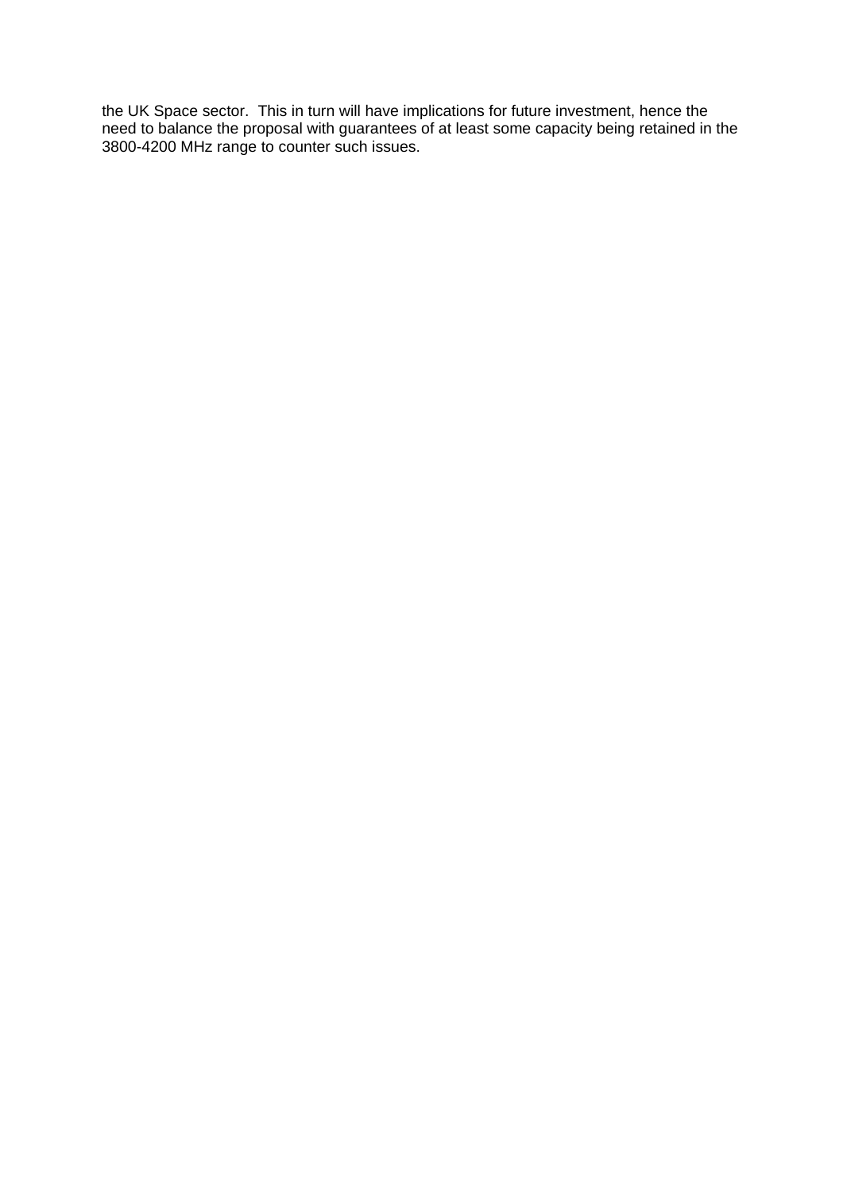the UK Space sector.  This in turn will have implications for future investment, hence the need to balance the proposal with guarantees of at least some capacity being retained in the 3800-4200 MHz range to counter such issues.